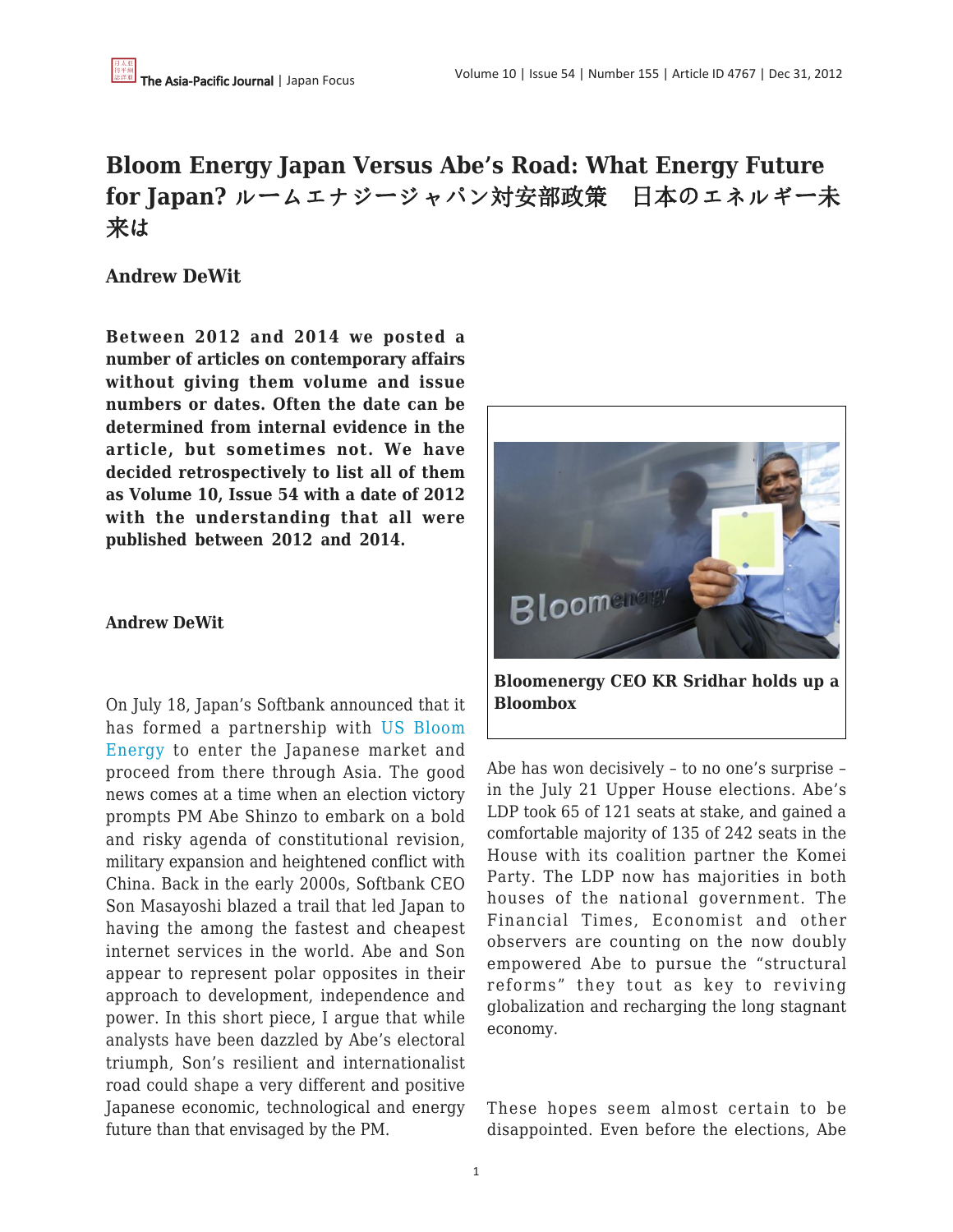# Bloom Energy Japan Versus Abe's Road: What Energy Future for Japan? ルームエナジージャパン対安部政策　日本のエネルギー未来は

**Andrew DeWit**

**Between 2012 and 2014 we posted a number of articles on contemporary affairs without giving them volume and issue numbers or dates. Often the date can be determined from internal evidence in the article, but sometimes not. We have decided retrospectively to list all of them as Volume 10, Issue 54 with a date of 2012 with the understanding that all were published between 2012 and 2014.**

**Andrew DeWit**

On July 18, Japan's Softbank announced that it has formed a partnership with US Bloom Energy to enter the Japanese market and proceed from there through Asia. The good news comes at a time when an election victory prompts PM Abe Shinzo to embark on a bold and risky agenda of constitutional revision, military expansion and heightened conflict with China. Back in the early 2000s, Softbank CEO Son Masayoshi blazed a trail that led Japan to having the among the fastest and cheapest internet services in the world. Abe and Son appear to represent polar opposites in their approach to development, independence and power. In this short piece, I argue that while analysts have been dazzled by Abe's electoral triumph, Son's resilient and internationalist road could shape a very different and positive Japanese economic, technological and energy future than that envisaged by the PM.

**Bloomenergy CEO KR Sridhar holds up a Bloombox**

Abe has won decisively – to no one's surprise – in the July 21 Upper House elections. Abe's LDP took 65 of 121 seats at stake, and gained a comfortable majority of 135 of 242 seats in the House with its coalition partner the Komei Party. The LDP now has majorities in both houses of the national government. The Financial Times, Economist and other observers are counting on the now doubly empowered Abe to pursue the "structural reforms" they tout as key to reviving globalization and recharging the long stagnant economy.

These hopes seem almost certain to be disappointed. Even before the elections, Abe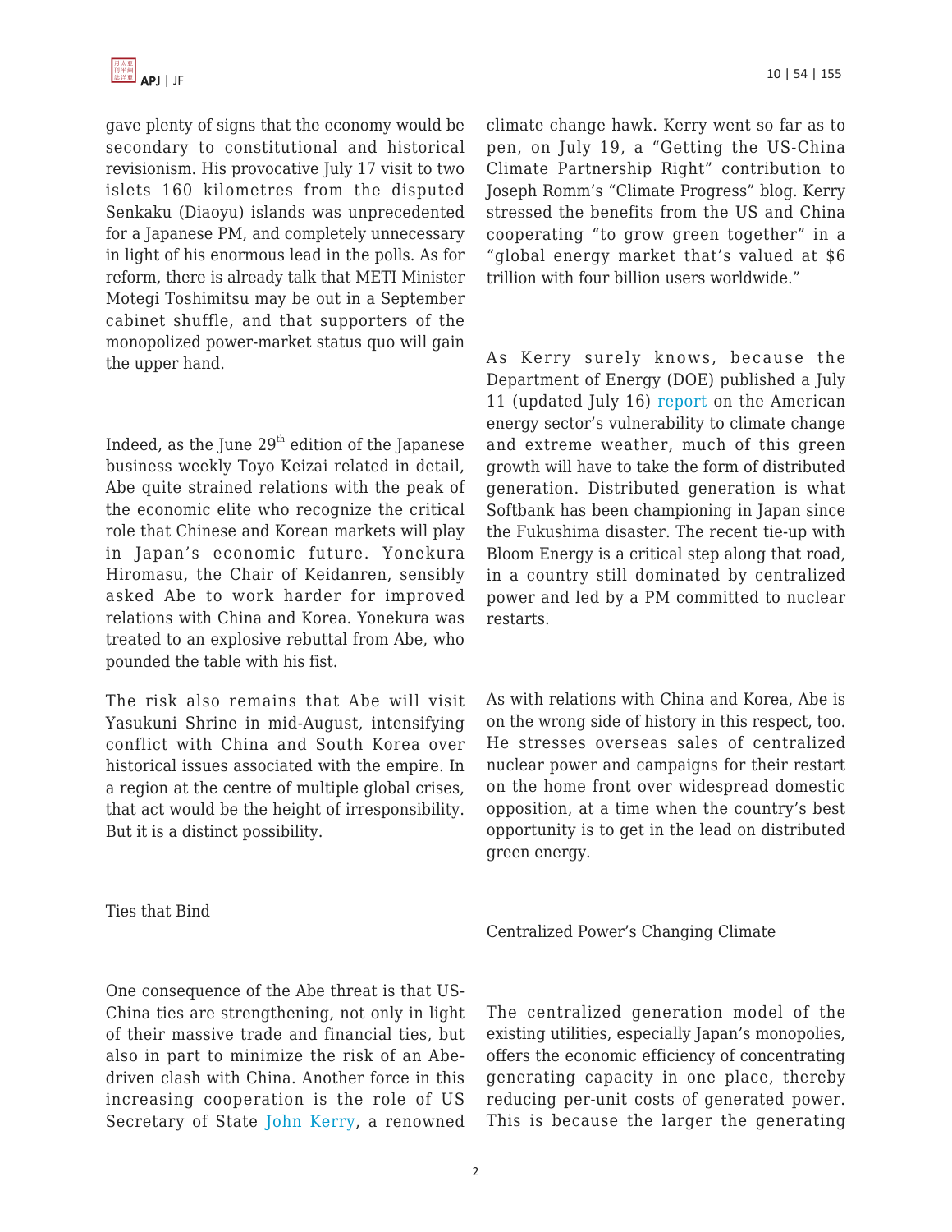gave plenty of signs that the economy would be secondary to constitutional and historical revisionism. His provocative July 17 visit to two islets 160 kilometres from the disputed Senkaku (Diaoyu) islands was unprecedented for a Japanese PM, and completely unnecessary in light of his enormous lead in the polls. As for reform, there is already talk that METI Minister Motegi Toshimitsu may be out in a September cabinet shuffle, and that supporters of the monopolized power-market status quo will gain the upper hand.

Indeed, as the June 29th edition of the Japanese business weekly Toyo Keizai related in detail, Abe quite strained relations with the peak of the economic elite who recognize the critical role that Chinese and Korean markets will play in Japan's economic future. Yonekura Hiromasu, the Chair of Keidanren, sensibly asked Abe to work harder for improved relations with China and Korea. Yonekura was treated to an explosive rebuttal from Abe, who pounded the table with his fist.

The risk also remains that Abe will visit Yasukuni Shrine in mid-August, intensifying conflict with China and South Korea over historical issues associated with the empire. In a region at the centre of multiple global crises, that act would be the height of irresponsibility. But it is a distinct possibility.

## Ties that Bind

One consequence of the Abe threat is that US-China ties are strengthening, not only in light of their massive trade and financial ties, but also in part to minimize the risk of an Abe-driven clash with China. Another force in this increasing cooperation is the role of US Secretary of State John Kerry, a renowned climate change hawk. Kerry went so far as to pen, on July 19, a "Getting the US-China Climate Partnership Right" contribution to Joseph Romm's "Climate Progress" blog. Kerry stressed the benefits from the US and China cooperating "to grow green together" in a "global energy market that's valued at $6 trillion with four billion users worldwide."

As Kerry surely knows, because the Department of Energy (DOE) published a July 11 (updated July 16) report on the American energy sector's vulnerability to climate change and extreme weather, much of this green growth will have to take the form of distributed generation. Distributed generation is what Softbank has been championing in Japan since the Fukushima disaster. The recent tie-up with Bloom Energy is a critical step along that road, in a country still dominated by centralized power and led by a PM committed to nuclear restarts.

As with relations with China and Korea, Abe is on the wrong side of history in this respect, too. He stresses overseas sales of centralized nuclear power and campaigns for their restart on the home front over widespread domestic opposition, at a time when the country's best opportunity is to get in the lead on distributed green energy.

## Centralized Power's Changing Climate

The centralized generation model of the existing utilities, especially Japan's monopolies, offers the economic efficiency of concentrating generating capacity in one place, thereby reducing per-unit costs of generated power. This is because the larger the generating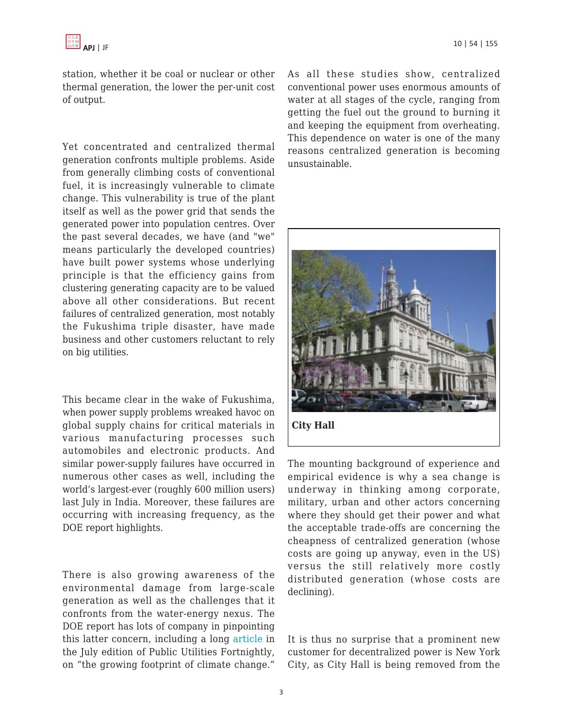station, whether it be coal or nuclear or other thermal generation, the lower the per-unit cost of output.

Yet concentrated and centralized thermal generation confronts multiple problems. Aside from generally climbing costs of conventional fuel, it is increasingly vulnerable to climate change. This vulnerability is true of the plant itself as well as the power grid that sends the generated power into population centres. Over the past several decades, we have (and "we" means particularly the developed countries) have built power systems whose underlying principle is that the efficiency gains from clustering generating capacity are to be valued above all other considerations. But recent failures of centralized generation, most notably the Fukushima triple disaster, have made business and other customers reluctant to rely on big utilities.

This became clear in the wake of Fukushima, when power supply problems wreaked havoc on global supply chains for critical materials in various manufacturing processes such automobiles and electronic products. And similar power-supply failures have occurred in numerous other cases as well, including the world's largest-ever (roughly 600 million users) last July in India. Moreover, these failures are occurring with increasing frequency, as the DOE report highlights.

There is also growing awareness of the environmental damage from large-scale generation as well as the challenges that it confronts from the water-energy nexus. The DOE report has lots of company in pinpointing this latter concern, including a long article in the July edition of Public Utilities Fortnightly, on "the growing footprint of climate change."

As all these studies show, centralized conventional power uses enormous amounts of water at all stages of the cycle, ranging from getting the fuel out the ground to burning it and keeping the equipment from overheating. This dependence on water is one of the many reasons centralized generation is becoming unsustainable.

**City Hall**

The mounting background of experience and empirical evidence is why a sea change is underway in thinking among corporate, military, urban and other actors concerning where they should get their power and what the acceptable trade-offs are concerning the cheapness of centralized generation (whose costs are going up anyway, even in the US) versus the still relatively more costly distributed generation (whose costs are declining).

It is thus no surprise that a prominent new customer for decentralized power is New York City, as City Hall is being removed from the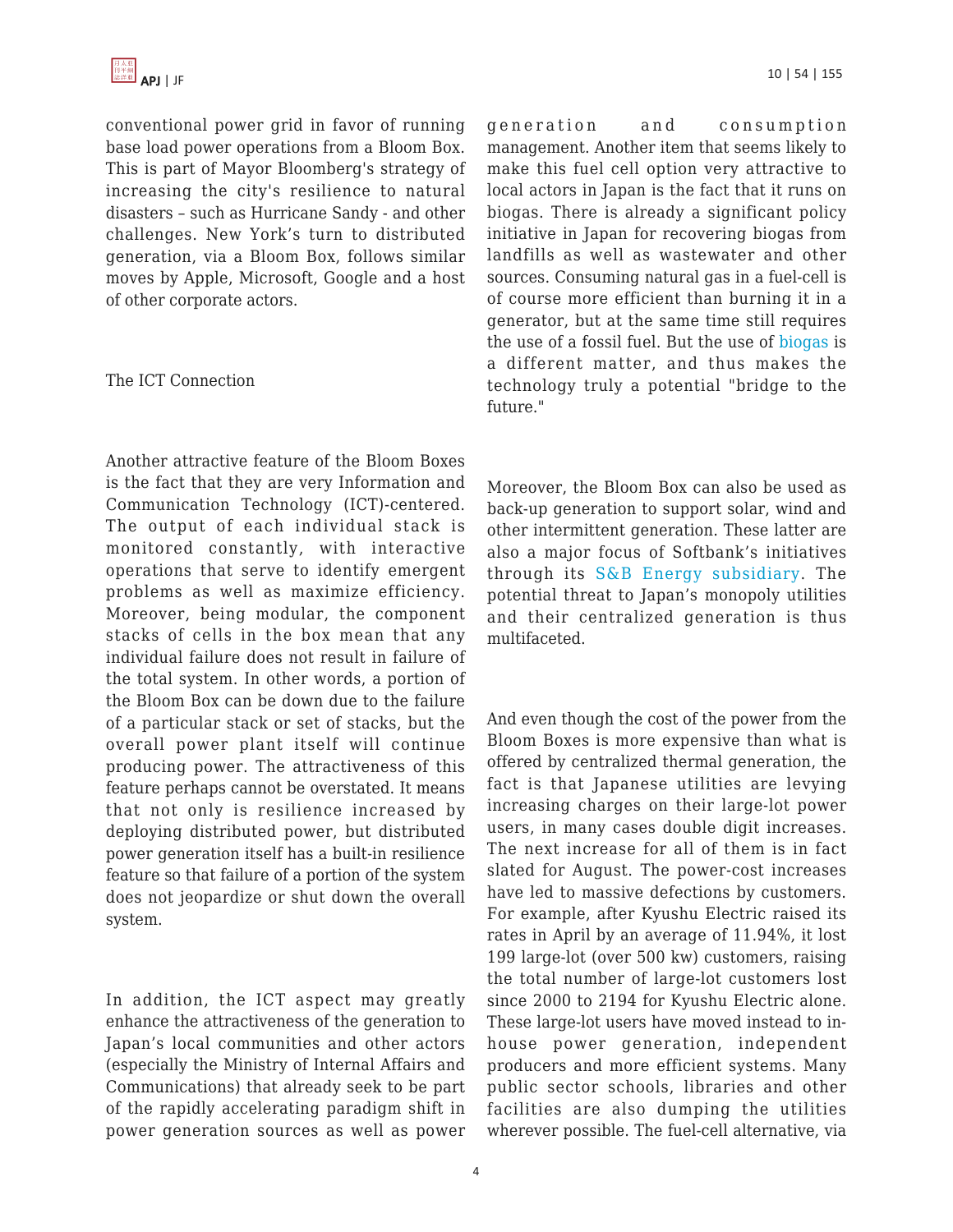conventional power grid in favor of running base load power operations from a Bloom Box. This is part of Mayor Bloomberg's strategy of increasing the city's resilience to natural disasters – such as Hurricane Sandy - and other challenges. New York's turn to distributed generation, via a Bloom Box, follows similar moves by Apple, Microsoft, Google and a host of other corporate actors.

## The ICT Connection

Another attractive feature of the Bloom Boxes is the fact that they are very Information and Communication Technology (ICT)-centered. The output of each individual stack is monitored constantly, with interactive operations that serve to identify emergent problems as well as maximize efficiency. Moreover, being modular, the component stacks of cells in the box mean that any individual failure does not result in failure of the total system. In other words, a portion of the Bloom Box can be down due to the failure of a particular stack or set of stacks, but the overall power plant itself will continue producing power. The attractiveness of this feature perhaps cannot be overstated. It means that not only is resilience increased by deploying distributed power, but distributed power generation itself has a built-in resilience feature so that failure of a portion of the system does not jeopardize or shut down the overall system.

In addition, the ICT aspect may greatly enhance the attractiveness of the generation to Japan's local communities and other actors (especially the Ministry of Internal Affairs and Communications) that already seek to be part of the rapidly accelerating paradigm shift in power generation sources as well as power generation and consumption management. Another item that seems likely to make this fuel cell option very attractive to local actors in Japan is the fact that it runs on biogas. There is already a significant policy initiative in Japan for recovering biogas from landfills as well as wastewater and other sources. Consuming natural gas in a fuel-cell is of course more efficient than burning it in a generator, but at the same time still requires the use of a fossil fuel. But the use of biogas is a different matter, and thus makes the technology truly a potential "bridge to the future."

Moreover, the Bloom Box can also be used as back-up generation to support solar, wind and other intermittent generation. These latter are also a major focus of Softbank's initiatives through its S&B Energy subsidiary. The potential threat to Japan's monopoly utilities and their centralized generation is thus multifaceted.

And even though the cost of the power from the Bloom Boxes is more expensive than what is offered by centralized thermal generation, the fact is that Japanese utilities are levying increasing charges on their large-lot power users, in many cases double digit increases. The next increase for all of them is in fact slated for August. The power-cost increases have led to massive defections by customers. For example, after Kyushu Electric raised its rates in April by an average of 11.94%, it lost 199 large-lot (over 500 kw) customers, raising the total number of large-lot customers lost since 2000 to 2194 for Kyushu Electric alone. These large-lot users have moved instead to in-house power generation, independent producers and more efficient systems. Many public sector schools, libraries and other facilities are also dumping the utilities wherever possible. The fuel-cell alternative, via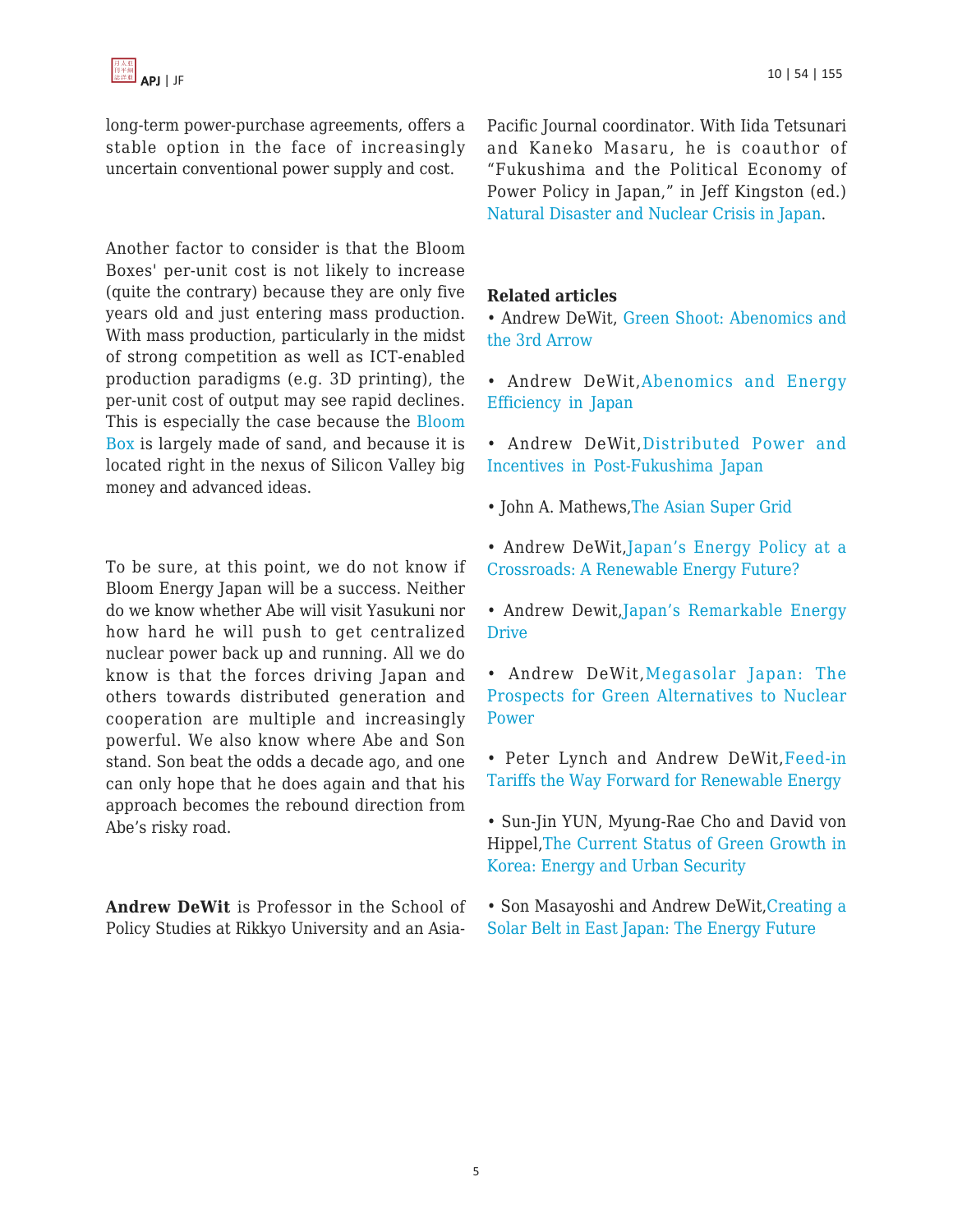long-term power-purchase agreements, offers a stable option in the face of increasingly uncertain conventional power supply and cost.

Another factor to consider is that the Bloom Boxes' per-unit cost is not likely to increase (quite the contrary) because they are only five years old and just entering mass production. With mass production, particularly in the midst of strong competition as well as ICT-enabled production paradigms (e.g. 3D printing), the per-unit cost of output may see rapid declines. This is especially the case because the Bloom Box is largely made of sand, and because it is located right in the nexus of Silicon Valley big money and advanced ideas.

To be sure, at this point, we do not know if Bloom Energy Japan will be a success. Neither do we know whether Abe will visit Yasukuni nor how hard he will push to get centralized nuclear power back up and running. All we do know is that the forces driving Japan and others towards distributed generation and cooperation are multiple and increasingly powerful. We also know where Abe and Son stand. Son beat the odds a decade ago, and one can only hope that he does again and that his approach becomes the rebound direction from Abe's risky road.

**Andrew DeWit** is Professor in the School of Policy Studies at Rikkyo University and an Asia-Pacific Journal coordinator. With Iida Tetsunari and Kaneko Masaru, he is coauthor of "Fukushima and the Political Economy of Power Policy in Japan," in Jeff Kingston (ed.) Natural Disaster and Nuclear Crisis in Japan.

**Related articles**

- Andrew DeWit, Green Shoot: Abenomics and the 3rd Arrow
- Andrew DeWit, Abenomics and Energy Efficiency in Japan
- Andrew DeWit, Distributed Power and Incentives in Post-Fukushima Japan
- John A. Mathews, The Asian Super Grid
- Andrew DeWit, Japan's Energy Policy at a Crossroads: A Renewable Energy Future?
- Andrew Dewit, Japan's Remarkable Energy Drive
- Andrew DeWit, Megasolar Japan: The Prospects for Green Alternatives to Nuclear Power
- Peter Lynch and Andrew DeWit, Feed-in Tariffs the Way Forward for Renewable Energy
- Sun-Jin YUN, Myung-Rae Cho and David von Hippel, The Current Status of Green Growth in Korea: Energy and Urban Security
- Son Masayoshi and Andrew DeWit, Creating a Solar Belt in East Japan: The Energy Future